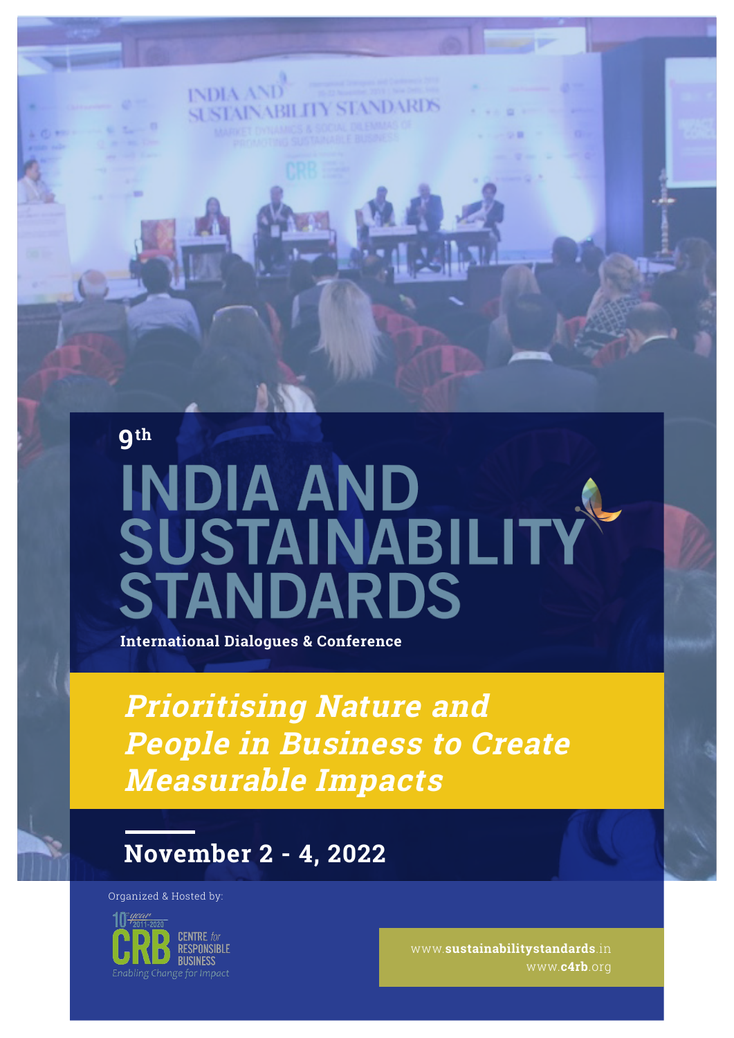9th

# INDIA AND SUSTAINABILITY STANDARDS

**International Dialogues & Conference**

## *Prioritising Nature and People in Business to Create Measurable Impacts*

**November 2 - 4, 2022**

Organized & Hosted by:

10th year 2011-2020
CRB CENTRE for RESPONSIBLE BUSINESS
Enabling Change for Impact

www.**sustainabilitystandards**.in
www.**c4rb**.org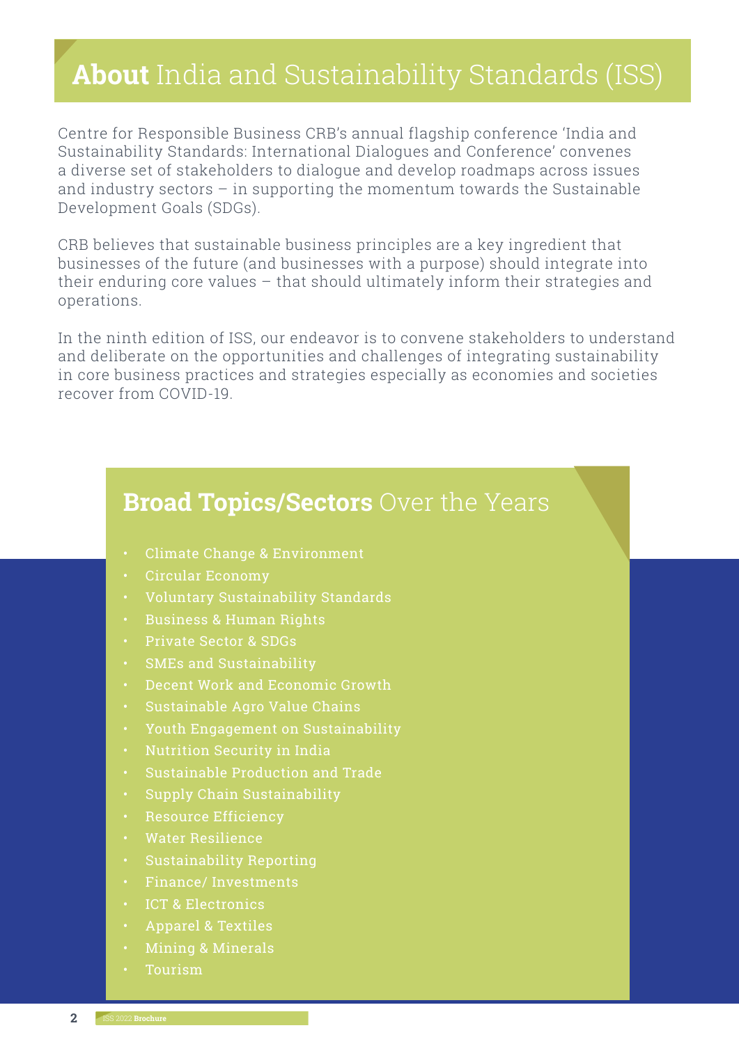# **About** India and Sustainability Standards (ISS)

Centre for Responsible Business CRB's annual flagship conference 'India and Sustainability Standards: International Dialogues and Conference' convenes a diverse set of stakeholders to dialogue and develop roadmaps across issues and industry sectors – in supporting the momentum towards the Sustainable Development Goals (SDGs).

CRB believes that sustainable business principles are a key ingredient that businesses of the future (and businesses with a purpose) should integrate into their enduring core values – that should ultimately inform their strategies and operations.

In the ninth edition of ISS, our endeavor is to convene stakeholders to understand and deliberate on the opportunities and challenges of integrating sustainability in core business practices and strategies especially as economies and societies recover from COVID-19.

## **Broad Topics/Sectors** Over the Years

- Climate Change & Environment
- Circular Economy
- Voluntary Sustainability Standards
- Business & Human Rights
- Private Sector & SDGs
- SMEs and Sustainability
- Decent Work and Economic Growth
- Sustainable Agro Value Chains
- Youth Engagement on Sustainability
- Nutrition Security in India
- Sustainable Production and Trade
- Supply Chain Sustainability
- Resource Efficiency
- Water Resilience
- Sustainability Reporting
- Finance/ Investments
- ICT & Electronics
- Apparel & Textiles
- Mining & Minerals
- Tourism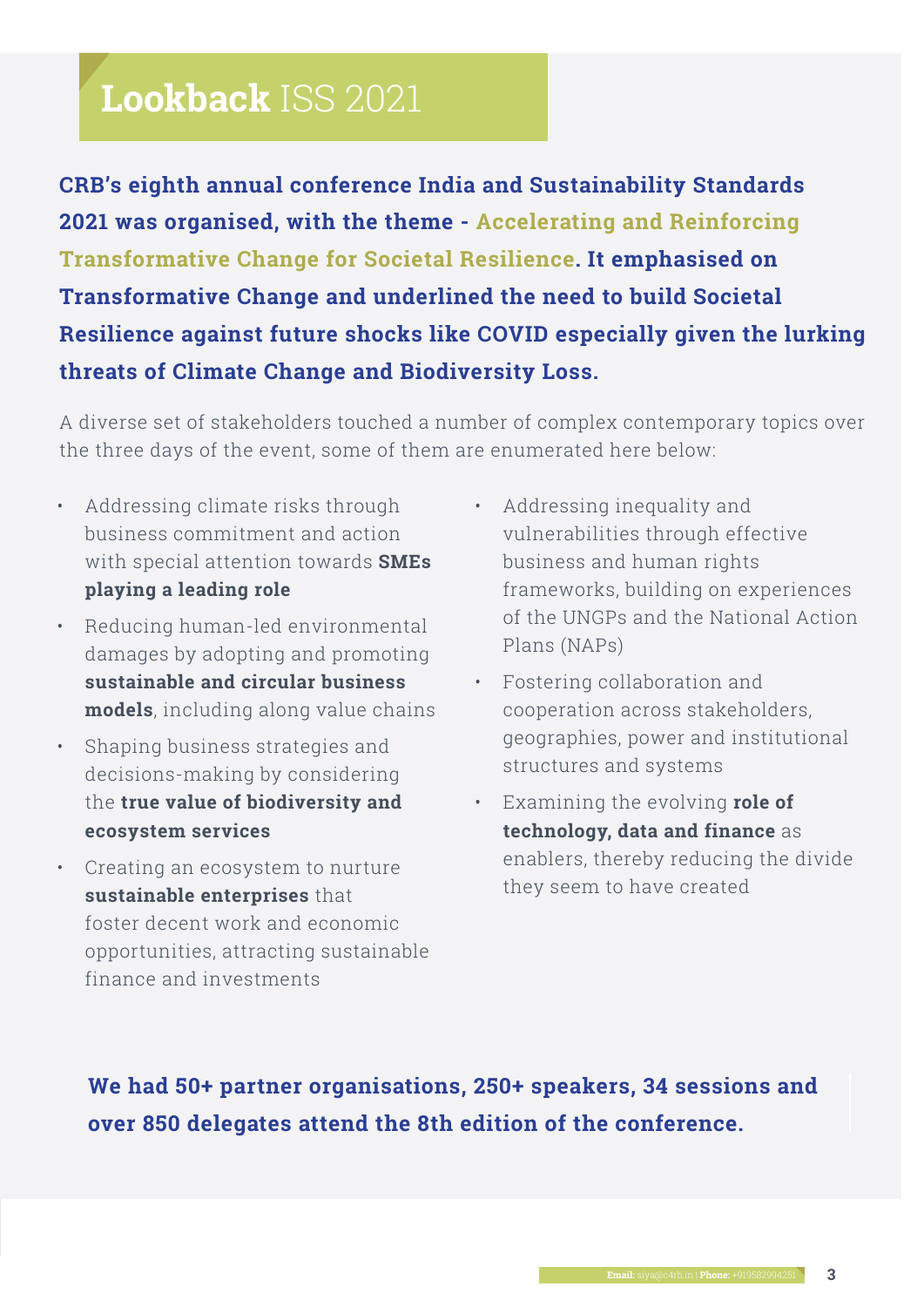# **Lookback** ISS 2021

**CRB's eighth annual conference India and Sustainability Standards 2021 was organised, with the theme - Accelerating and Reinforcing Transformative Change for Societal Resilience. It emphasised on Transformative Change and underlined the need to build Societal Resilience against future shocks like COVID especially given the lurking threats of Climate Change and Biodiversity Loss.**

A diverse set of stakeholders touched a number of complex contemporary topics over the three days of the event, some of them are enumerated here below:

- Addressing climate risks through business commitment and action with special attention towards **SMEs playing a leading role**
- Reducing human-led environmental damages by adopting and promoting **sustainable and circular business models**, including along value chains
- Shaping business strategies and decisions-making by considering the **true value of biodiversity and ecosystem services**
- Creating an ecosystem to nurture **sustainable enterprises** that foster decent work and economic opportunities, attracting sustainable finance and investments
- Addressing inequality and vulnerabilities through effective business and human rights frameworks, building on experiences of the UNGPs and the National Action Plans (NAPs)
- Fostering collaboration and cooperation across stakeholders, geographies, power and institutional structures and systems
- Examining the evolving **role of technology, data and finance** as enablers, thereby reducing the divide they seem to have created

**We had 50+ partner organisations, 250+ speakers, 34 sessions and over 850 delegates attend the 8th edition of the conference.**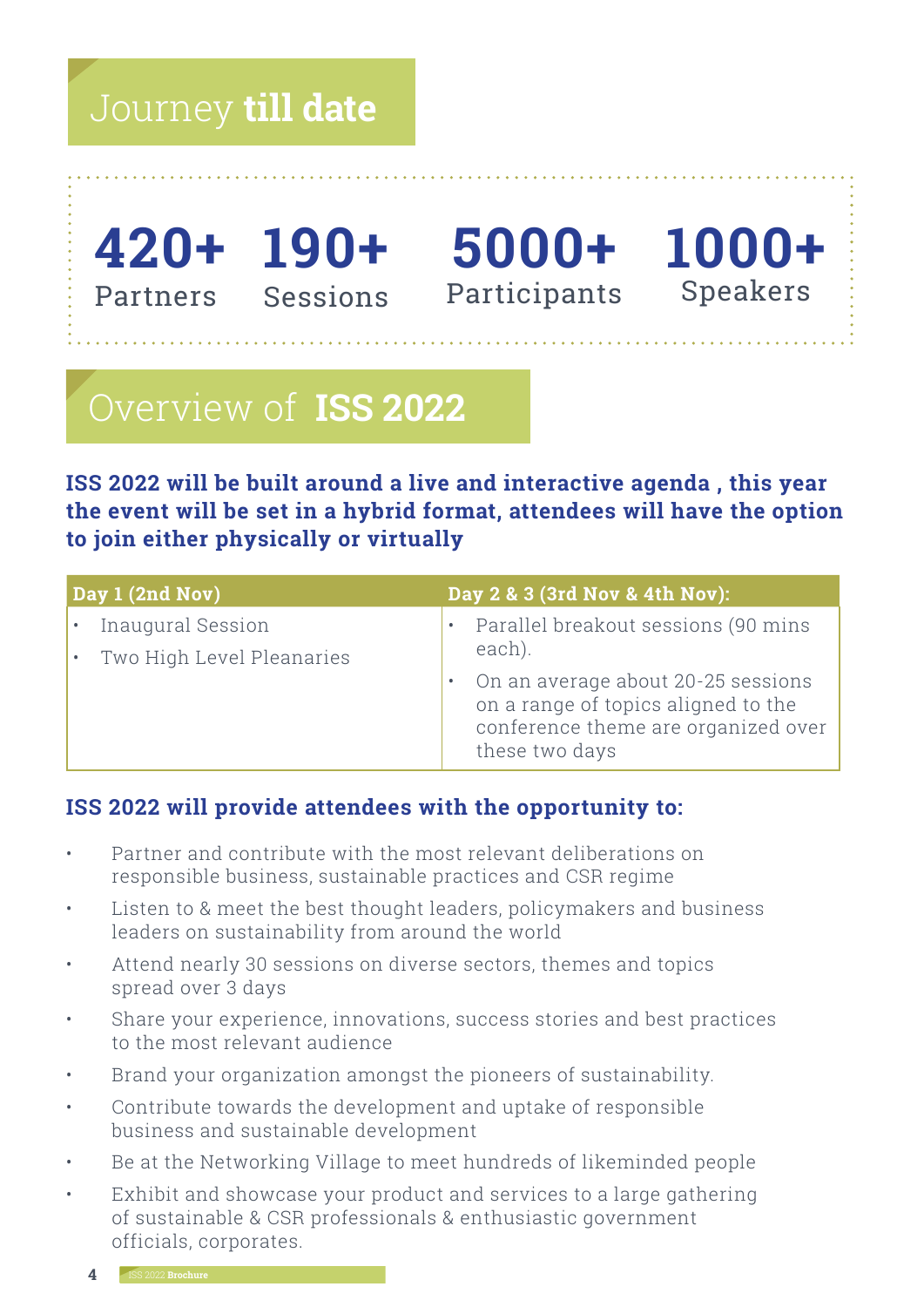# Journey **till date**

**420+** Partners

**190+** Sessions

**5000+** Participants

**1000+** Speakers

# Overview of **ISS 2022**

**ISS 2022 will be built around a live and interactive agenda , this year the event will be set in a hybrid format, attendees will have the option to join either physically or virtually**

| Day 1 (2nd Nov) | Day 2 & 3 (3rd Nov & 4th Nov): |
|---|---|
| • Inaugural Session<br>• Two High Level Pleanaries | • Parallel breakout sessions (90 mins each).<br>• On an average about 20-25 sessions on a range of topics aligned to the conference theme are organized over these two days |

### ISS 2022 will provide attendees with the opportunity to:

- Partner and contribute with the most relevant deliberations on responsible business, sustainable practices and CSR regime
- Listen to & meet the best thought leaders, policymakers and business leaders on sustainability from around the world
- Attend nearly 30 sessions on diverse sectors, themes and topics spread over 3 days
- Share your experience, innovations, success stories and best practices to the most relevant audience
- Brand your organization amongst the pioneers of sustainability.
- Contribute towards the development and uptake of responsible business and sustainable development
- Be at the Networking Village to meet hundreds of likeminded people
- Exhibit and showcase your product and services to a large gathering of sustainable & CSR professionals & enthusiastic government officials, corporates.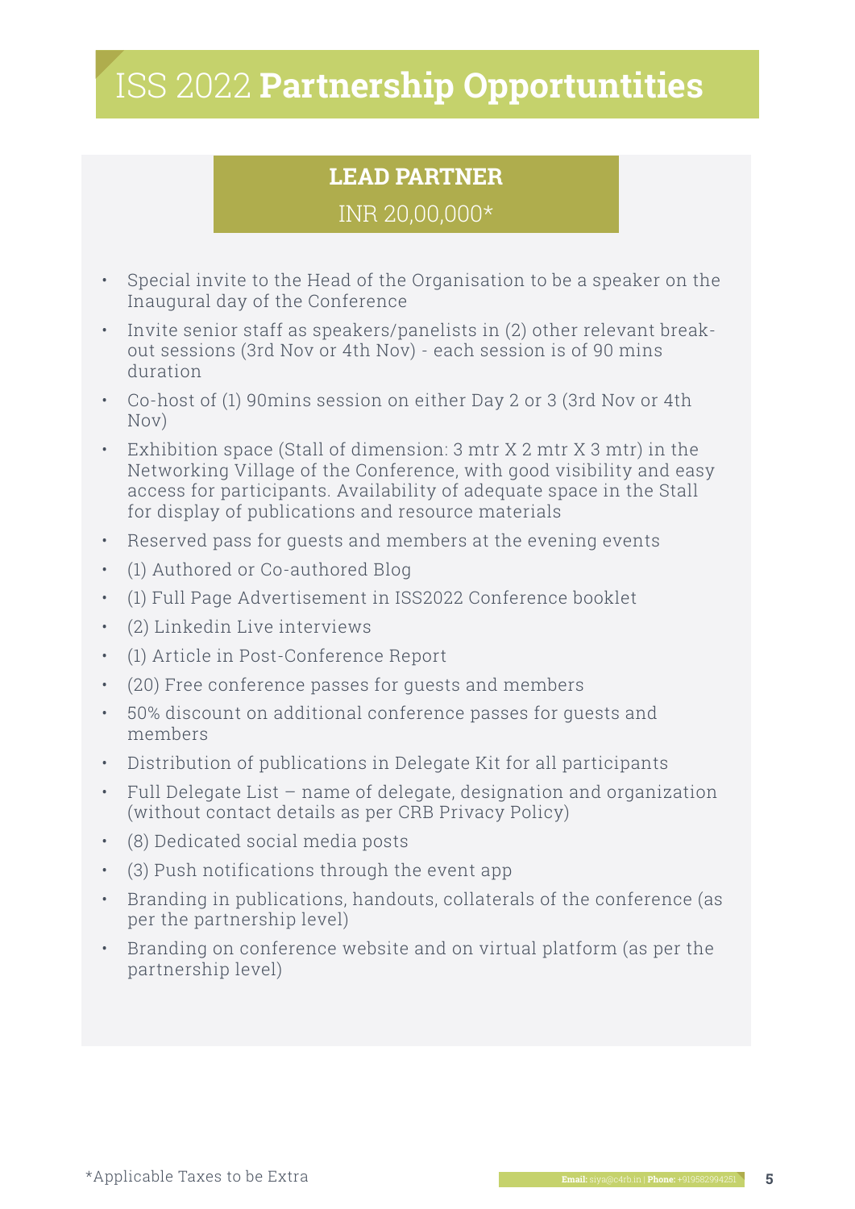# ISS 2022 **Partnership Opportuntities**

## LEAD PARTNER

INR 20,00,000*

- Special invite to the Head of the Organisation to be a speaker on the Inaugural day of the Conference
- Invite senior staff as speakers/panelists in (2) other relevant break-out sessions (3rd Nov or 4th Nov) - each session is of 90 mins duration
- Co-host of (1) 90mins session on either Day 2 or 3 (3rd Nov or 4th Nov)
- Exhibition space (Stall of dimension: 3 mtr X 2 mtr X 3 mtr) in the Networking Village of the Conference, with good visibility and easy access for participants. Availability of adequate space in the Stall for display of publications and resource materials
- Reserved pass for guests and members at the evening events
- (1) Authored or Co-authored Blog
- (1) Full Page Advertisement in ISS2022 Conference booklet
- (2) Linkedin Live interviews
- (1) Article in Post-Conference Report
- (20) Free conference passes for guests and members
- 50% discount on additional conference passes for guests and members
- Distribution of publications in Delegate Kit for all participants
- Full Delegate List – name of delegate, designation and organization (without contact details as per CRB Privacy Policy)
- (8) Dedicated social media posts
- (3) Push notifications through the event app
- Branding in publications, handouts, collaterals of the conference (as per the partnership level)
- Branding on conference website and on virtual platform (as per the partnership level)

*Applicable Taxes to be Extra

**Email:** siya@c4rb.in | **Phone:** +919582994251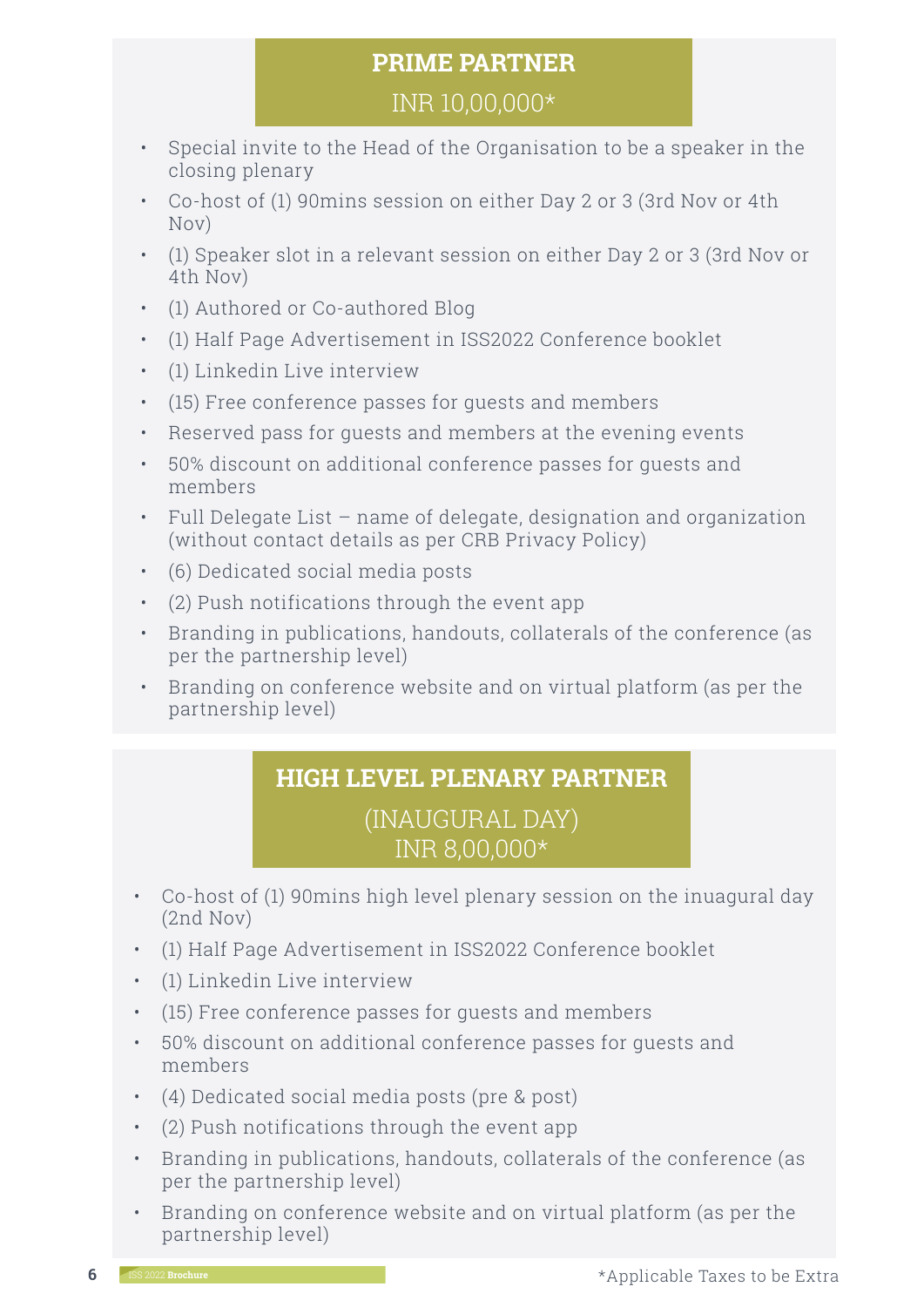## PRIME PARTNER

INR 10,00,000*

- Special invite to the Head of the Organisation to be a speaker in the closing plenary
- Co-host of (1) 90mins session on either Day 2 or 3 (3rd Nov or 4th Nov)
- (1) Speaker slot in a relevant session on either Day 2 or 3 (3rd Nov or 4th Nov)
- (1) Authored or Co-authored Blog
- (1) Half Page Advertisement in ISS2022 Conference booklet
- (1) Linkedin Live interview
- (15) Free conference passes for guests and members
- Reserved pass for guests and members at the evening events
- 50% discount on additional conference passes for guests and members
- Full Delegate List – name of delegate, designation and organization (without contact details as per CRB Privacy Policy)
- (6) Dedicated social media posts
- (2) Push notifications through the event app
- Branding in publications, handouts, collaterals of the conference (as per the partnership level)
- Branding on conference website and on virtual platform (as per the partnership level)

## HIGH LEVEL PLENARY PARTNER

(INAUGURAL DAY)
INR 8,00,000*

- Co-host of (1) 90mins high level plenary session on the inuagural day (2nd Nov)
- (1) Half Page Advertisement in ISS2022 Conference booklet
- (1) Linkedin Live interview
- (15) Free conference passes for guests and members
- 50% discount on additional conference passes for guests and members
- (4) Dedicated social media posts (pre & post)
- (2) Push notifications through the event app
- Branding in publications, handouts, collaterals of the conference (as per the partnership level)
- Branding on conference website and on virtual platform (as per the partnership level)

*Applicable Taxes to be Extra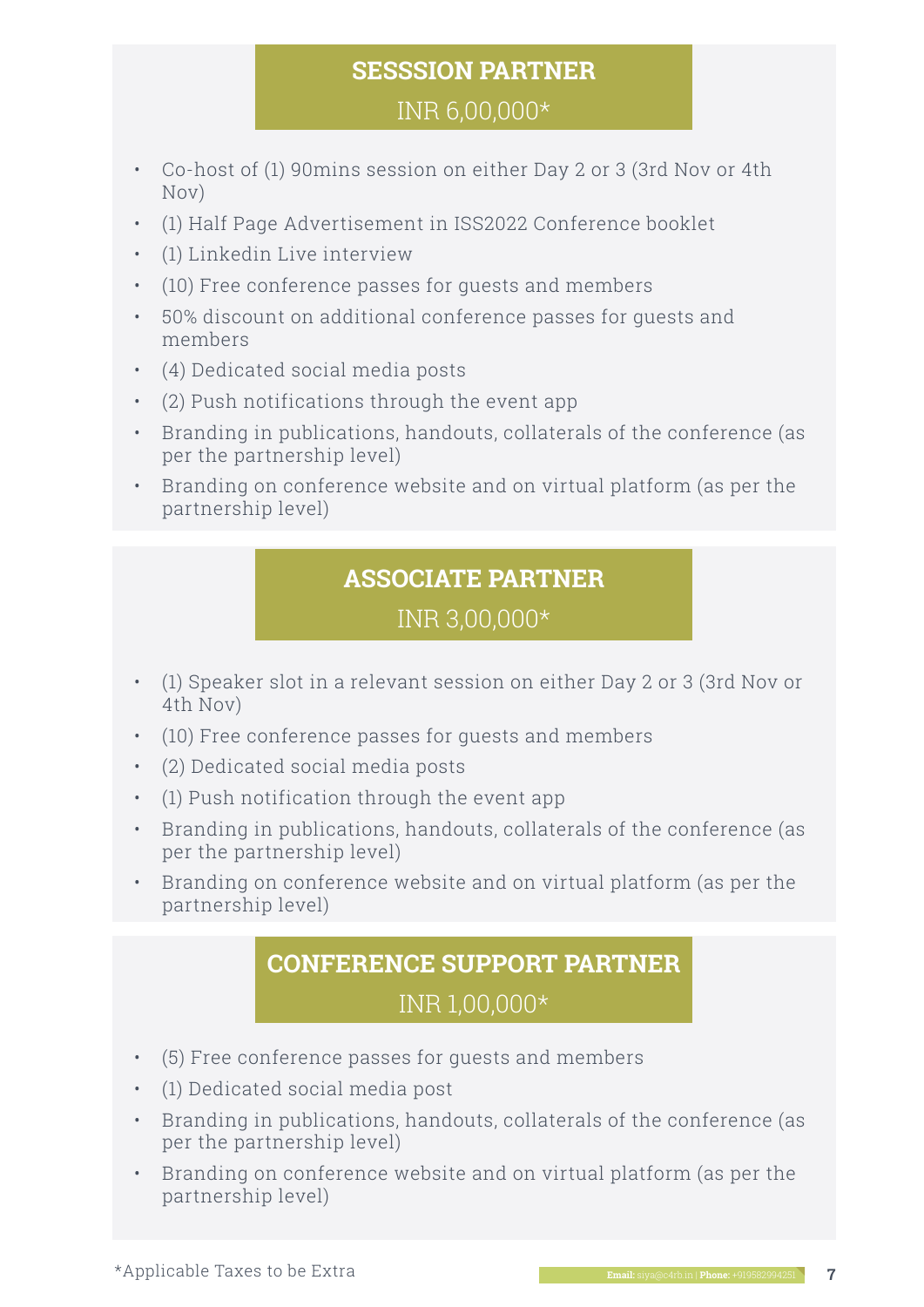## SESSSION PARTNER

INR 6,00,000*

- Co-host of (1) 90mins session on either Day 2 or 3 (3rd Nov or 4th Nov)
- (1) Half Page Advertisement in ISS2022 Conference booklet
- (1) Linkedin Live interview
- (10) Free conference passes for guests and members
- 50% discount on additional conference passes for guests and members
- (4) Dedicated social media posts
- (2) Push notifications through the event app
- Branding in publications, handouts, collaterals of the conference (as per the partnership level)
- Branding on conference website and on virtual platform (as per the partnership level)

## ASSOCIATE PARTNER

INR 3,00,000*

- (1) Speaker slot in a relevant session on either Day 2 or 3 (3rd Nov or 4th Nov)
- (10) Free conference passes for guests and members
- (2) Dedicated social media posts
- (1) Push notification through the event app
- Branding in publications, handouts, collaterals of the conference (as per the partnership level)
- Branding on conference website and on virtual platform (as per the partnership level)

## CONFERENCE SUPPORT PARTNER

INR 1,00,000*

- (5) Free conference passes for guests and members
- (1) Dedicated social media post
- Branding in publications, handouts, collaterals of the conference (as per the partnership level)
- Branding on conference website and on virtual platform (as per the partnership level)

*Applicable Taxes to be Extra

**Email:** siya@c4rb.in | **Phone:** +919582994251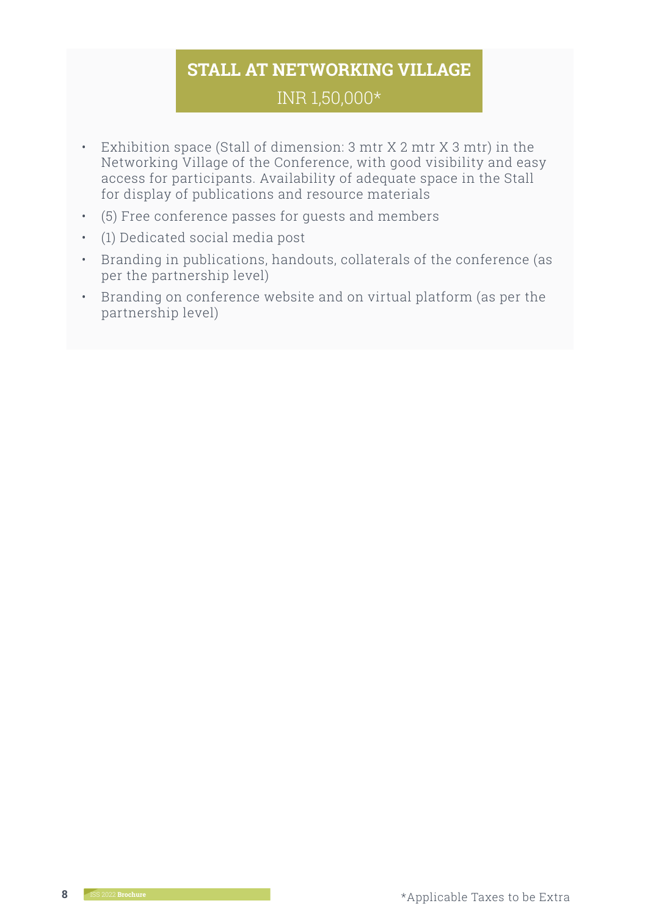## STALL AT NETWORKING VILLAGE

INR 1,50,000*

- Exhibition space (Stall of dimension: 3 mtr X 2 mtr X 3 mtr) in the Networking Village of the Conference, with good visibility and easy access for participants. Availability of adequate space in the Stall for display of publications and resource materials
- (5) Free conference passes for guests and members
- (1) Dedicated social media post
- Branding in publications, handouts, collaterals of the conference (as per the partnership level)
- Branding on conference website and on virtual platform (as per the partnership level)

*Applicable Taxes to be Extra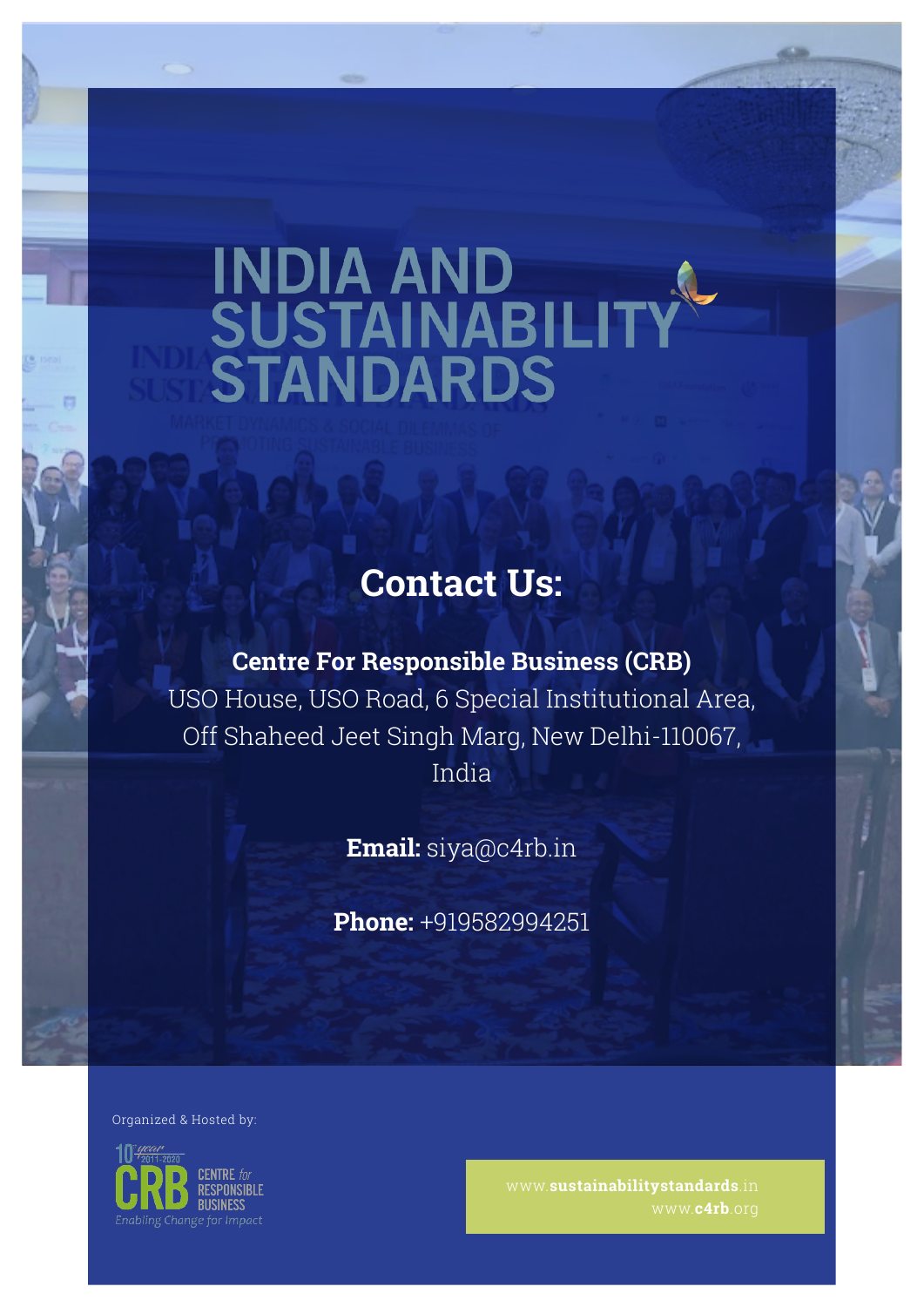# INDIA AND SUSTAINABILITY STANDARDS

## Contact Us:

**Centre For Responsible Business (CRB)**
USO House, USO Road, 6 Special Institutional Area, Off Shaheed Jeet Singh Marg, New Delhi-110067, India

**Email:** siya@c4rb.in

**Phone:** +919582994251

Organized & Hosted by:

10 year 2011-2020 CRB CENTRE *for* RESPONSIBLE BUSINESS
*Enabling Change for Impact*

www.**sustainabilitystandards**.in
www.**c4rb**.org